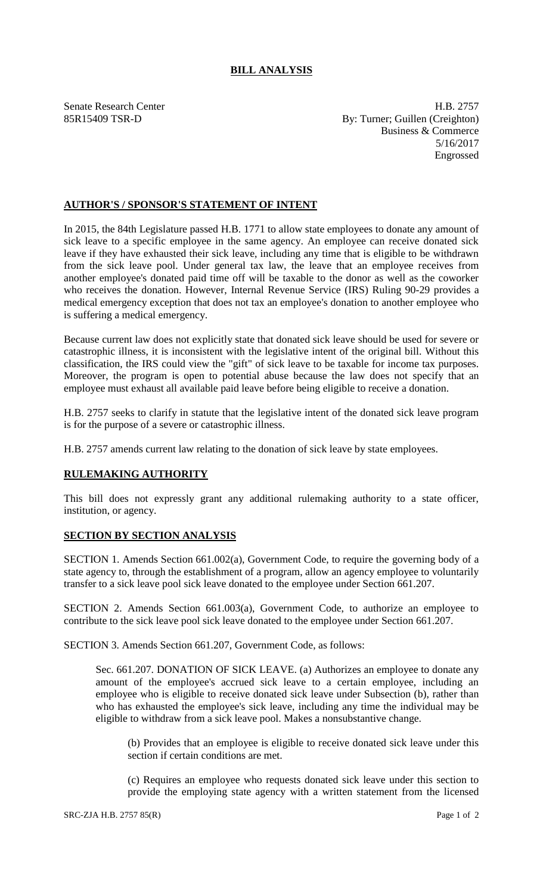# BILL ANALYSIS

Senate Research Center
85R15409 TSR-D

H.B. 2757
By: Turner; Guillen (Creighton)
Business & Commerce
5/16/2017
Engrossed

## AUTHOR'S / SPONSOR'S STATEMENT OF INTENT

In 2015, the 84th Legislature passed H.B. 1771 to allow state employees to donate any amount of sick leave to a specific employee in the same agency. An employee can receive donated sick leave if they have exhausted their sick leave, including any time that is eligible to be withdrawn from the sick leave pool. Under general tax law, the leave that an employee receives from another employee's donated paid time off will be taxable to the donor as well as the coworker who receives the donation. However, Internal Revenue Service (IRS) Ruling 90-29 provides a medical emergency exception that does not tax an employee's donation to another employee who is suffering a medical emergency.

Because current law does not explicitly state that donated sick leave should be used for severe or catastrophic illness, it is inconsistent with the legislative intent of the original bill. Without this classification, the IRS could view the "gift" of sick leave to be taxable for income tax purposes. Moreover, the program is open to potential abuse because the law does not specify that an employee must exhaust all available paid leave before being eligible to receive a donation.

H.B. 2757 seeks to clarify in statute that the legislative intent of the donated sick leave program is for the purpose of a severe or catastrophic illness.

H.B. 2757 amends current law relating to the donation of sick leave by state employees.

## RULEMAKING AUTHORITY

This bill does not expressly grant any additional rulemaking authority to a state officer, institution, or agency.

## SECTION BY SECTION ANALYSIS

SECTION 1. Amends Section 661.002(a), Government Code, to require the governing body of a state agency to, through the establishment of a program, allow an agency employee to voluntarily transfer to a sick leave pool sick leave donated to the employee under Section 661.207.

SECTION 2. Amends Section 661.003(a), Government Code, to authorize an employee to contribute to the sick leave pool sick leave donated to the employee under Section 661.207.

SECTION 3. Amends Section 661.207, Government Code, as follows:

Sec. 661.207. DONATION OF SICK LEAVE. (a) Authorizes an employee to donate any amount of the employee's accrued sick leave to a certain employee, including an employee who is eligible to receive donated sick leave under Subsection (b), rather than who has exhausted the employee's sick leave, including any time the individual may be eligible to withdraw from a sick leave pool. Makes a nonsubstantive change.

(b) Provides that an employee is eligible to receive donated sick leave under this section if certain conditions are met.

(c) Requires an employee who requests donated sick leave under this section to provide the employing state agency with a written statement from the licensed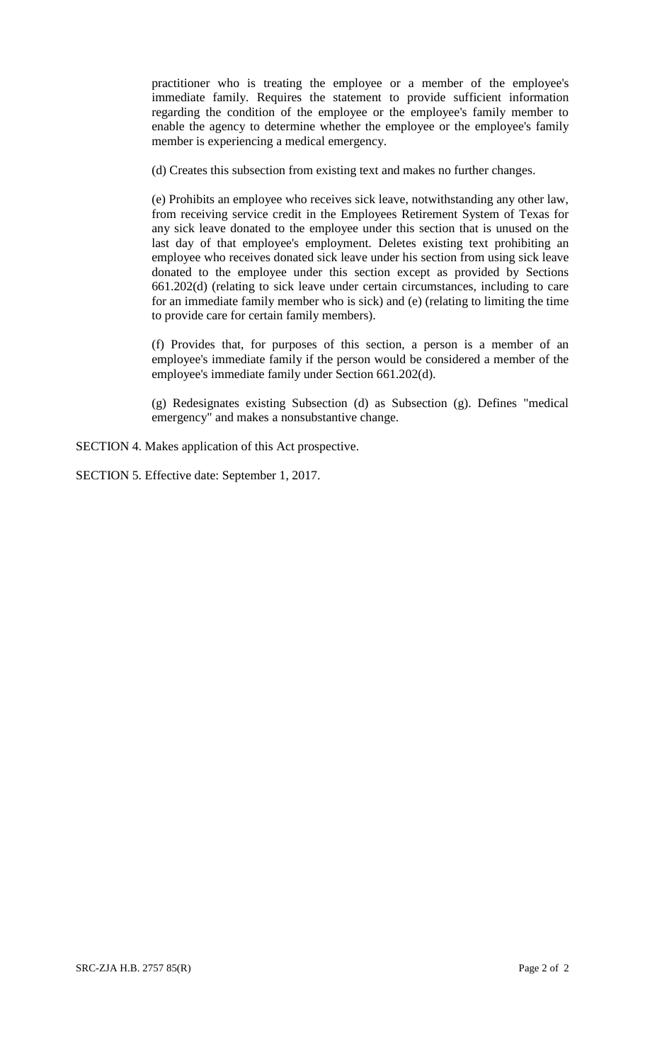practitioner who is treating the employee or a member of the employee's immediate family. Requires the statement to provide sufficient information regarding the condition of the employee or the employee's family member to enable the agency to determine whether the employee or the employee's family member is experiencing a medical emergency.

(d) Creates this subsection from existing text and makes no further changes.

(e) Prohibits an employee who receives sick leave, notwithstanding any other law, from receiving service credit in the Employees Retirement System of Texas for any sick leave donated to the employee under this section that is unused on the last day of that employee's employment. Deletes existing text prohibiting an employee who receives donated sick leave under his section from using sick leave donated to the employee under this section except as provided by Sections 661.202(d) (relating to sick leave under certain circumstances, including to care for an immediate family member who is sick) and (e) (relating to limiting the time to provide care for certain family members).

(f) Provides that, for purposes of this section, a person is a member of an employee's immediate family if the person would be considered a member of the employee's immediate family under Section 661.202(d).

(g) Redesignates existing Subsection (d) as Subsection (g). Defines "medical emergency" and makes a nonsubstantive change.

SECTION 4. Makes application of this Act prospective.

SECTION 5. Effective date: September 1, 2017.